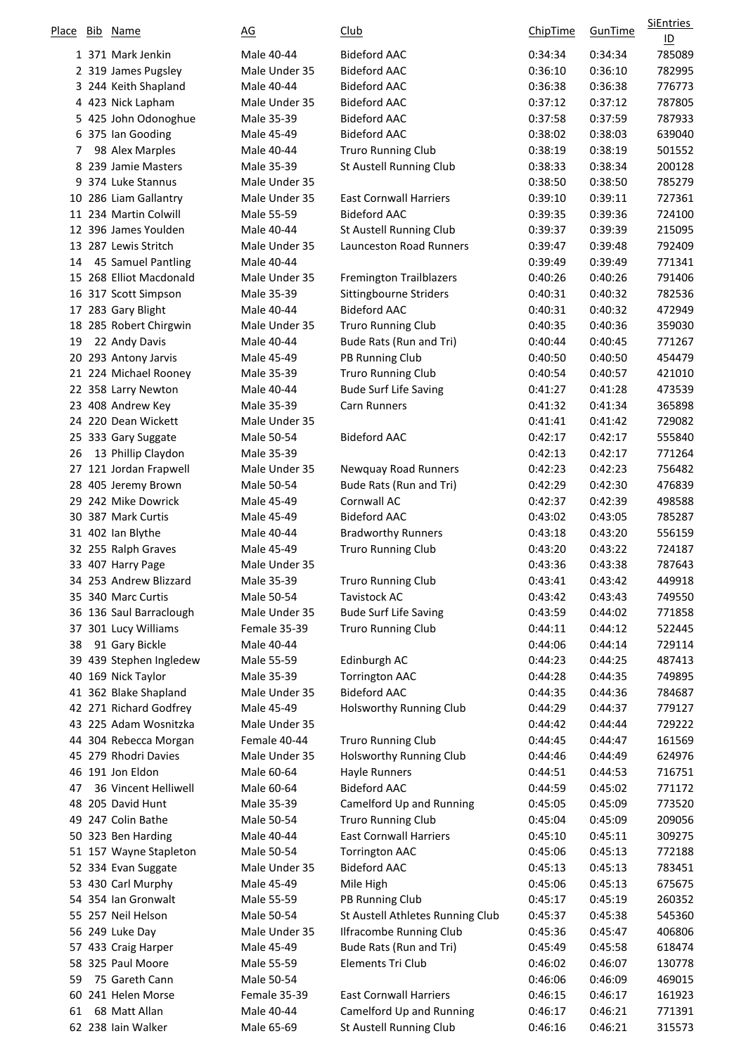| Place | Bib | Name | AG | Club | ChipTime | GunTime | SiEntries ID |
|---|---|---|---|---|---|---|---|
| 1 | 371 | Mark Jenkin | Male 40-44 | Bideford AAC | 0:34:34 | 0:34:34 | 785089 |
| 2 | 319 | James Pugsley | Male Under 35 | Bideford AAC | 0:36:10 | 0:36:10 | 782995 |
| 3 | 244 | Keith Shapland | Male 40-44 | Bideford AAC | 0:36:38 | 0:36:38 | 776773 |
| 4 | 423 | Nick Lapham | Male Under 35 | Bideford AAC | 0:37:12 | 0:37:12 | 787805 |
| 5 | 425 | John Odonoghue | Male 35-39 | Bideford AAC | 0:37:58 | 0:37:59 | 787933 |
| 6 | 375 | Ian Gooding | Male 45-49 | Bideford AAC | 0:38:02 | 0:38:03 | 639040 |
| 7 | 98 | Alex Marples | Male 40-44 | Truro Running Club | 0:38:19 | 0:38:19 | 501552 |
| 8 | 239 | Jamie Masters | Male 35-39 | St Austell Running Club | 0:38:33 | 0:38:34 | 200128 |
| 9 | 374 | Luke Stannus | Male Under 35 | | 0:38:50 | 0:38:50 | 785279 |
| 10 | 286 | Liam Gallantry | Male Under 35 | East Cornwall Harriers | 0:39:10 | 0:39:11 | 727361 |
| 11 | 234 | Martin Colwill | Male 55-59 | Bideford AAC | 0:39:35 | 0:39:36 | 724100 |
| 12 | 396 | James Youlden | Male 40-44 | St Austell Running Club | 0:39:37 | 0:39:39 | 215095 |
| 13 | 287 | Lewis Stritch | Male Under 35 | Launceston Road Runners | 0:39:47 | 0:39:48 | 792409 |
| 14 | 45 | Samuel Pantling | Male 40-44 | | 0:39:49 | 0:39:49 | 771341 |
| 15 | 268 | Elliot Macdonald | Male Under 35 | Fremington Trailblazers | 0:40:26 | 0:40:26 | 791406 |
| 16 | 317 | Scott Simpson | Male 35-39 | Sittingbourne Striders | 0:40:31 | 0:40:32 | 782536 |
| 17 | 283 | Gary Blight | Male 40-44 | Bideford AAC | 0:40:31 | 0:40:32 | 472949 |
| 18 | 285 | Robert Chirgwin | Male Under 35 | Truro Running Club | 0:40:35 | 0:40:36 | 359030 |
| 19 | 22 | Andy Davis | Male 40-44 | Bude Rats (Run and Tri) | 0:40:44 | 0:40:45 | 771267 |
| 20 | 293 | Antony Jarvis | Male 45-49 | PB Running Club | 0:40:50 | 0:40:50 | 454479 |
| 21 | 224 | Michael Rooney | Male 35-39 | Truro Running Club | 0:40:54 | 0:40:57 | 421010 |
| 22 | 358 | Larry Newton | Male 40-44 | Bude Surf Life Saving | 0:41:27 | 0:41:28 | 473539 |
| 23 | 408 | Andrew Key | Male 35-39 | Carn Runners | 0:41:32 | 0:41:34 | 365898 |
| 24 | 220 | Dean Wickett | Male Under 35 | | 0:41:41 | 0:41:42 | 729082 |
| 25 | 333 | Gary Suggate | Male 50-54 | Bideford AAC | 0:42:17 | 0:42:17 | 555840 |
| 26 | 13 | Phillip Claydon | Male 35-39 | | 0:42:13 | 0:42:17 | 771264 |
| 27 | 121 | Jordan Frapwell | Male Under 35 | Newquay Road Runners | 0:42:23 | 0:42:23 | 756482 |
| 28 | 405 | Jeremy Brown | Male 50-54 | Bude Rats (Run and Tri) | 0:42:29 | 0:42:30 | 476839 |
| 29 | 242 | Mike Dowrick | Male 45-49 | Cornwall AC | 0:42:37 | 0:42:39 | 498588 |
| 30 | 387 | Mark Curtis | Male 45-49 | Bideford AAC | 0:43:02 | 0:43:05 | 785287 |
| 31 | 402 | Ian Blythe | Male 40-44 | Bradworthy Runners | 0:43:18 | 0:43:20 | 556159 |
| 32 | 255 | Ralph Graves | Male 45-49 | Truro Running Club | 0:43:20 | 0:43:22 | 724187 |
| 33 | 407 | Harry Page | Male Under 35 | | 0:43:36 | 0:43:38 | 787643 |
| 34 | 253 | Andrew Blizzard | Male 35-39 | Truro Running Club | 0:43:41 | 0:43:42 | 449918 |
| 35 | 340 | Marc Curtis | Male 50-54 | Tavistock AC | 0:43:42 | 0:43:43 | 749550 |
| 36 | 136 | Saul Barraclough | Male Under 35 | Bude Surf Life Saving | 0:43:59 | 0:44:02 | 771858 |
| 37 | 301 | Lucy Williams | Female 35-39 | Truro Running Club | 0:44:11 | 0:44:12 | 522445 |
| 38 | 91 | Gary Bickle | Male 40-44 | | 0:44:06 | 0:44:14 | 729114 |
| 39 | 439 | Stephen Ingledew | Male 55-59 | Edinburgh AC | 0:44:23 | 0:44:25 | 487413 |
| 40 | 169 | Nick Taylor | Male 35-39 | Torrington AAC | 0:44:28 | 0:44:35 | 749895 |
| 41 | 362 | Blake Shapland | Male Under 35 | Bideford AAC | 0:44:35 | 0:44:36 | 784687 |
| 42 | 271 | Richard Godfrey | Male 45-49 | Holsworthy Running Club | 0:44:29 | 0:44:37 | 779127 |
| 43 | 225 | Adam Wosnitzka | Male Under 35 | | 0:44:42 | 0:44:44 | 729222 |
| 44 | 304 | Rebecca Morgan | Female 40-44 | Truro Running Club | 0:44:45 | 0:44:47 | 161569 |
| 45 | 279 | Rhodri Davies | Male Under 35 | Holsworthy Running Club | 0:44:46 | 0:44:49 | 624976 |
| 46 | 191 | Jon Eldon | Male 60-64 | Hayle Runners | 0:44:51 | 0:44:53 | 716751 |
| 47 | 36 | Vincent Helliwell | Male 60-64 | Bideford AAC | 0:44:59 | 0:45:02 | 771172 |
| 48 | 205 | David Hunt | Male 35-39 | Camelford Up and Running | 0:45:05 | 0:45:09 | 773520 |
| 49 | 247 | Colin Bathe | Male 50-54 | Truro Running Club | 0:45:04 | 0:45:09 | 209056 |
| 50 | 323 | Ben Harding | Male 40-44 | East Cornwall Harriers | 0:45:10 | 0:45:11 | 309275 |
| 51 | 157 | Wayne Stapleton | Male 50-54 | Torrington AAC | 0:45:06 | 0:45:13 | 772188 |
| 52 | 334 | Evan Suggate | Male Under 35 | Bideford AAC | 0:45:13 | 0:45:13 | 783451 |
| 53 | 430 | Carl Murphy | Male 45-49 | Mile High | 0:45:06 | 0:45:13 | 675675 |
| 54 | 354 | Ian Gronwalt | Male 55-59 | PB Running Club | 0:45:17 | 0:45:19 | 260352 |
| 55 | 257 | Neil Helson | Male 50-54 | St Austell Athletes Running Club | 0:45:37 | 0:45:38 | 545360 |
| 56 | 249 | Luke Day | Male Under 35 | Ilfracombe Running Club | 0:45:36 | 0:45:47 | 406806 |
| 57 | 433 | Craig Harper | Male 45-49 | Bude Rats (Run and Tri) | 0:45:49 | 0:45:58 | 618474 |
| 58 | 325 | Paul Moore | Male 55-59 | Elements Tri Club | 0:46:02 | 0:46:07 | 130778 |
| 59 | 75 | Gareth Cann | Male 50-54 | | 0:46:06 | 0:46:09 | 469015 |
| 60 | 241 | Helen Morse | Female 35-39 | East Cornwall Harriers | 0:46:15 | 0:46:17 | 161923 |
| 61 | 68 | Matt Allan | Male 40-44 | Camelford Up and Running | 0:46:17 | 0:46:21 | 771391 |
| 62 | 238 | Iain Walker | Male 65-69 | St Austell Running Club | 0:46:16 | 0:46:21 | 315573 |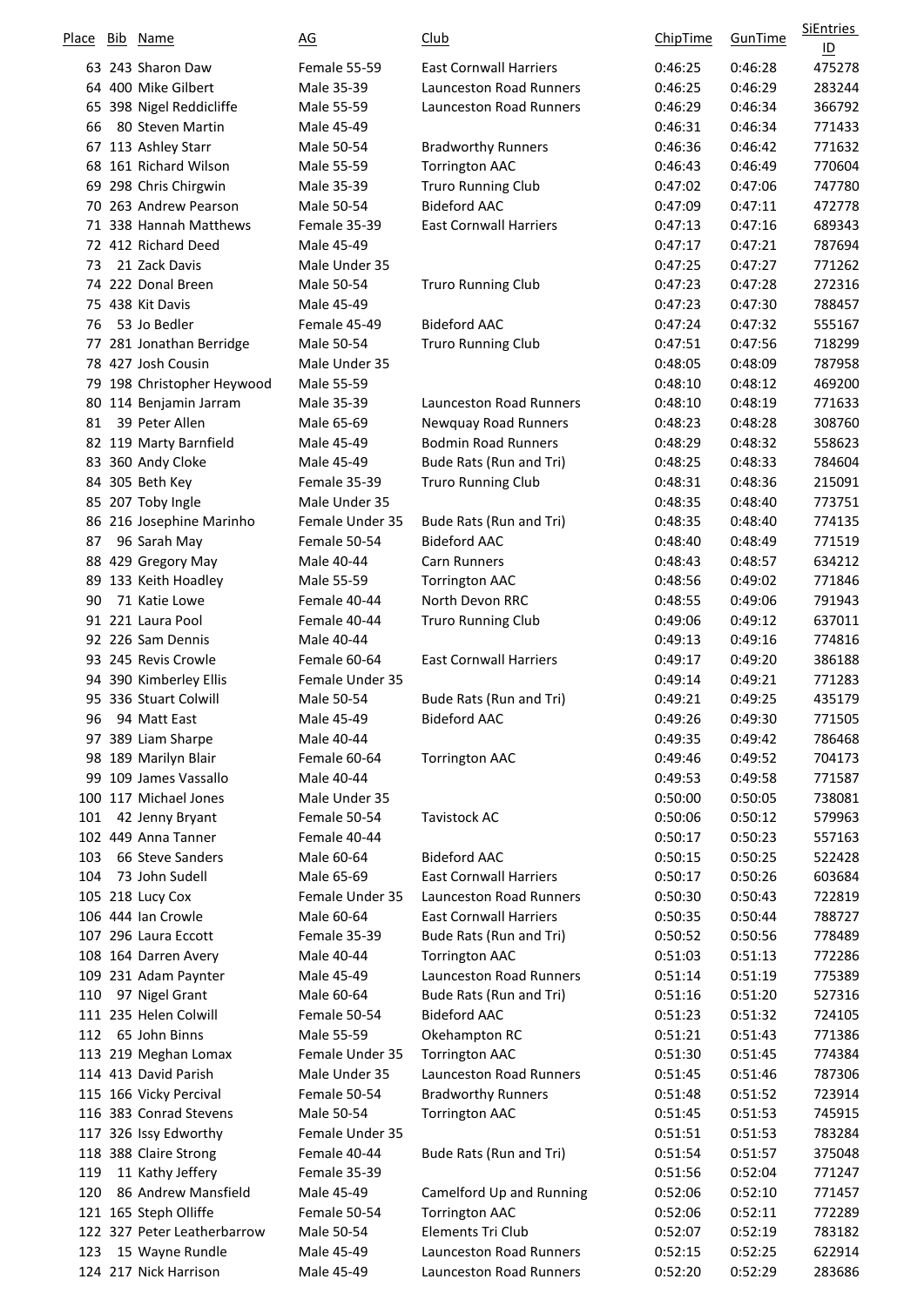| Place | Bib | Name | AG | Club | ChipTime | GunTime | SiEntries ID |
|---|---|---|---|---|---|---|---|
| 63 | 243 | Sharon Daw | Female 55-59 | East Cornwall Harriers | 0:46:25 | 0:46:28 | 475278 |
| 64 | 400 | Mike Gilbert | Male 35-39 | Launceston Road Runners | 0:46:25 | 0:46:29 | 283244 |
| 65 | 398 | Nigel Reddicliffe | Male 55-59 | Launceston Road Runners | 0:46:29 | 0:46:34 | 366792 |
| 66 | 80 | Steven Martin | Male 45-49 | | 0:46:31 | 0:46:34 | 771433 |
| 67 | 113 | Ashley Starr | Male 50-54 | Bradworthy Runners | 0:46:36 | 0:46:42 | 771632 |
| 68 | 161 | Richard Wilson | Male 55-59 | Torrington AAC | 0:46:43 | 0:46:49 | 770604 |
| 69 | 298 | Chris Chirgwin | Male 35-39 | Truro Running Club | 0:47:02 | 0:47:06 | 747780 |
| 70 | 263 | Andrew Pearson | Male 50-54 | Bideford AAC | 0:47:09 | 0:47:11 | 472778 |
| 71 | 338 | Hannah Matthews | Female 35-39 | East Cornwall Harriers | 0:47:13 | 0:47:16 | 689343 |
| 72 | 412 | Richard Deed | Male 45-49 | | 0:47:17 | 0:47:21 | 787694 |
| 73 | 21 | Zack Davis | Male Under 35 | | 0:47:25 | 0:47:27 | 771262 |
| 74 | 222 | Donal Breen | Male 50-54 | Truro Running Club | 0:47:23 | 0:47:28 | 272316 |
| 75 | 438 | Kit Davis | Male 45-49 | | 0:47:23 | 0:47:30 | 788457 |
| 76 | 53 | Jo Bedler | Female 45-49 | Bideford AAC | 0:47:24 | 0:47:32 | 555167 |
| 77 | 281 | Jonathan Berridge | Male 50-54 | Truro Running Club | 0:47:51 | 0:47:56 | 718299 |
| 78 | 427 | Josh Cousin | Male Under 35 | | 0:48:05 | 0:48:09 | 787958 |
| 79 | 198 | Christopher Heywood | Male 55-59 | | 0:48:10 | 0:48:12 | 469200 |
| 80 | 114 | Benjamin Jarram | Male 35-39 | Launceston Road Runners | 0:48:10 | 0:48:19 | 771633 |
| 81 | 39 | Peter Allen | Male 65-69 | Newquay Road Runners | 0:48:23 | 0:48:28 | 308760 |
| 82 | 119 | Marty Barnfield | Male 45-49 | Bodmin Road Runners | 0:48:29 | 0:48:32 | 558623 |
| 83 | 360 | Andy Cloke | Male 45-49 | Bude Rats (Run and Tri) | 0:48:25 | 0:48:33 | 784604 |
| 84 | 305 | Beth Key | Female 35-39 | Truro Running Club | 0:48:31 | 0:48:36 | 215091 |
| 85 | 207 | Toby Ingle | Male Under 35 | | 0:48:35 | 0:48:40 | 773751 |
| 86 | 216 | Josephine Marinho | Female Under 35 | Bude Rats (Run and Tri) | 0:48:35 | 0:48:40 | 774135 |
| 87 | 96 | Sarah May | Female 50-54 | Bideford AAC | 0:48:40 | 0:48:49 | 771519 |
| 88 | 429 | Gregory May | Male 40-44 | Carn Runners | 0:48:43 | 0:48:57 | 634212 |
| 89 | 133 | Keith Hoadley | Male 55-59 | Torrington AAC | 0:48:56 | 0:49:02 | 771846 |
| 90 | 71 | Katie Lowe | Female 40-44 | North Devon RRC | 0:48:55 | 0:49:06 | 791943 |
| 91 | 221 | Laura Pool | Female 40-44 | Truro Running Club | 0:49:06 | 0:49:12 | 637011 |
| 92 | 226 | Sam Dennis | Male 40-44 | | 0:49:13 | 0:49:16 | 774816 |
| 93 | 245 | Revis Crowle | Female 60-64 | East Cornwall Harriers | 0:49:17 | 0:49:20 | 386188 |
| 94 | 390 | Kimberley Ellis | Female Under 35 | | 0:49:14 | 0:49:21 | 771283 |
| 95 | 336 | Stuart Colwill | Male 50-54 | Bude Rats (Run and Tri) | 0:49:21 | 0:49:25 | 435179 |
| 96 | 94 | Matt East | Male 45-49 | Bideford AAC | 0:49:26 | 0:49:30 | 771505 |
| 97 | 389 | Liam Sharpe | Male 40-44 | | 0:49:35 | 0:49:42 | 786468 |
| 98 | 189 | Marilyn Blair | Female 60-64 | Torrington AAC | 0:49:46 | 0:49:52 | 704173 |
| 99 | 109 | James Vassallo | Male 40-44 | | 0:49:53 | 0:49:58 | 771587 |
| 100 | 117 | Michael Jones | Male Under 35 | | 0:50:00 | 0:50:05 | 738081 |
| 101 | 42 | Jenny Bryant | Female 50-54 | Tavistock AC | 0:50:06 | 0:50:12 | 579963 |
| 102 | 449 | Anna Tanner | Female 40-44 | | 0:50:17 | 0:50:23 | 557163 |
| 103 | 66 | Steve Sanders | Male 60-64 | Bideford AAC | 0:50:15 | 0:50:25 | 522428 |
| 104 | 73 | John Sudell | Male 65-69 | East Cornwall Harriers | 0:50:17 | 0:50:26 | 603684 |
| 105 | 218 | Lucy Cox | Female Under 35 | Launceston Road Runners | 0:50:30 | 0:50:43 | 722819 |
| 106 | 444 | Ian Crowle | Male 60-64 | East Cornwall Harriers | 0:50:35 | 0:50:44 | 788727 |
| 107 | 296 | Laura Eccott | Female 35-39 | Bude Rats (Run and Tri) | 0:50:52 | 0:50:56 | 778489 |
| 108 | 164 | Darren Avery | Male 40-44 | Torrington AAC | 0:51:03 | 0:51:13 | 772286 |
| 109 | 231 | Adam Paynter | Male 45-49 | Launceston Road Runners | 0:51:14 | 0:51:19 | 775389 |
| 110 | 97 | Nigel Grant | Male 60-64 | Bude Rats (Run and Tri) | 0:51:16 | 0:51:20 | 527316 |
| 111 | 235 | Helen Colwill | Female 50-54 | Bideford AAC | 0:51:23 | 0:51:32 | 724105 |
| 112 | 65 | John Binns | Male 55-59 | Okehampton RC | 0:51:21 | 0:51:43 | 771386 |
| 113 | 219 | Meghan Lomax | Female Under 35 | Torrington AAC | 0:51:30 | 0:51:45 | 774384 |
| 114 | 413 | David Parish | Male Under 35 | Launceston Road Runners | 0:51:45 | 0:51:46 | 787306 |
| 115 | 166 | Vicky Percival | Female 50-54 | Bradworthy Runners | 0:51:48 | 0:51:52 | 723914 |
| 116 | 383 | Conrad Stevens | Male 50-54 | Torrington AAC | 0:51:45 | 0:51:53 | 745915 |
| 117 | 326 | Issy Edworthy | Female Under 35 | | 0:51:51 | 0:51:53 | 783284 |
| 118 | 388 | Claire Strong | Female 40-44 | Bude Rats (Run and Tri) | 0:51:54 | 0:51:57 | 375048 |
| 119 | 11 | Kathy Jeffery | Female 35-39 | | 0:51:56 | 0:52:04 | 771247 |
| 120 | 86 | Andrew Mansfield | Male 45-49 | Camelford Up and Running | 0:52:06 | 0:52:10 | 771457 |
| 121 | 165 | Steph Olliffe | Female 50-54 | Torrington AAC | 0:52:06 | 0:52:11 | 772289 |
| 122 | 327 | Peter Leatherbarrow | Male 50-54 | Elements Tri Club | 0:52:07 | 0:52:19 | 783182 |
| 123 | 15 | Wayne Rundle | Male 45-49 | Launceston Road Runners | 0:52:15 | 0:52:25 | 622914 |
| 124 | 217 | Nick Harrison | Male 45-49 | Launceston Road Runners | 0:52:20 | 0:52:29 | 283686 |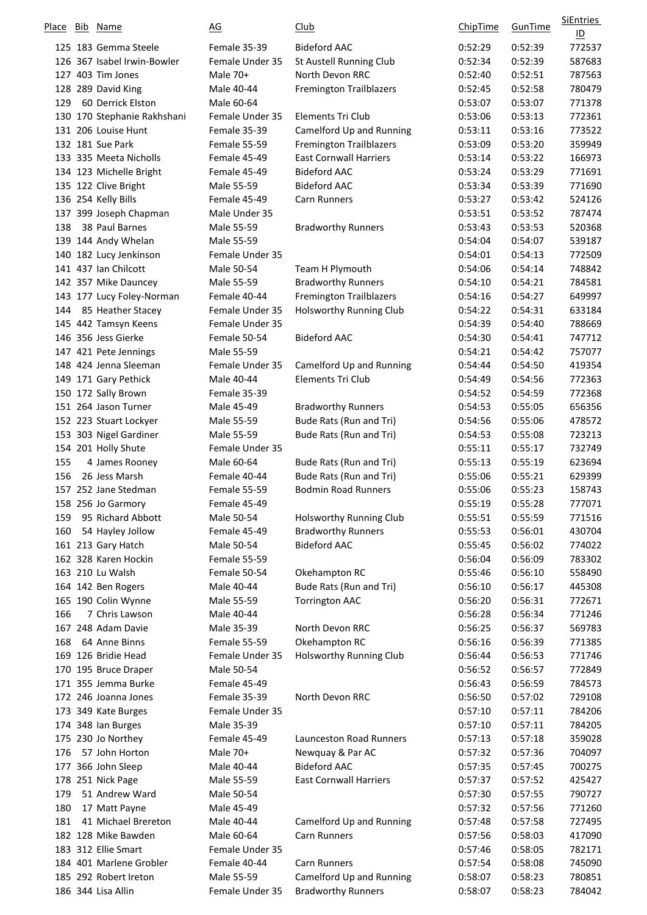| Place | Bib | Name | AG | Club | ChipTime | GunTime | SiEntries ID |
|---|---|---|---|---|---|---|---|
| 125 | 183 | Gemma Steele | Female 35-39 | Bideford AAC | 0:52:29 | 0:52:39 | 772537 |
| 126 | 367 | Isabel Irwin-Bowler | Female Under 35 | St Austell Running Club | 0:52:34 | 0:52:39 | 587683 |
| 127 | 403 | Tim Jones | Male 70+ | North Devon RRC | 0:52:40 | 0:52:51 | 787563 |
| 128 | 289 | David King | Male 40-44 | Fremington Trailblazers | 0:52:45 | 0:52:58 | 780479 |
| 129 | 60 | Derrick Elston | Male 60-64 | | 0:53:07 | 0:53:07 | 771378 |
| 130 | 170 | Stephanie Rakhshani | Female Under 35 | Elements Tri Club | 0:53:06 | 0:53:13 | 772361 |
| 131 | 206 | Louise Hunt | Female 35-39 | Camelford Up and Running | 0:53:11 | 0:53:16 | 773522 |
| 132 | 181 | Sue Park | Female 55-59 | Fremington Trailblazers | 0:53:09 | 0:53:20 | 359949 |
| 133 | 335 | Meeta Nicholls | Female 45-49 | East Cornwall Harriers | 0:53:14 | 0:53:22 | 166973 |
| 134 | 123 | Michelle Bright | Female 45-49 | Bideford AAC | 0:53:24 | 0:53:29 | 771691 |
| 135 | 122 | Clive Bright | Male 55-59 | Bideford AAC | 0:53:34 | 0:53:39 | 771690 |
| 136 | 254 | Kelly Bills | Female 45-49 | Carn Runners | 0:53:27 | 0:53:42 | 524126 |
| 137 | 399 | Joseph Chapman | Male Under 35 | | 0:53:51 | 0:53:52 | 787474 |
| 138 | 38 | Paul Barnes | Male 55-59 | Bradworthy Runners | 0:53:43 | 0:53:53 | 520368 |
| 139 | 144 | Andy Whelan | Male 55-59 | | 0:54:04 | 0:54:07 | 539187 |
| 140 | 182 | Lucy Jenkinson | Female Under 35 | | 0:54:01 | 0:54:13 | 772509 |
| 141 | 437 | Ian Chilcott | Male 50-54 | Team H Plymouth | 0:54:06 | 0:54:14 | 748842 |
| 142 | 357 | Mike Dauncey | Male 55-59 | Bradworthy Runners | 0:54:10 | 0:54:21 | 784581 |
| 143 | 177 | Lucy Foley-Norman | Female 40-44 | Fremington Trailblazers | 0:54:16 | 0:54:27 | 649997 |
| 144 | 85 | Heather Stacey | Female Under 35 | Holsworthy Running Club | 0:54:22 | 0:54:31 | 633184 |
| 145 | 442 | Tamsyn Keens | Female Under 35 | | 0:54:39 | 0:54:40 | 788669 |
| 146 | 356 | Jess Gierke | Female 50-54 | Bideford AAC | 0:54:30 | 0:54:41 | 747712 |
| 147 | 421 | Pete Jennings | Male 55-59 | | 0:54:21 | 0:54:42 | 757077 |
| 148 | 424 | Jenna Sleeman | Female Under 35 | Camelford Up and Running | 0:54:44 | 0:54:50 | 419354 |
| 149 | 171 | Gary Pethick | Male 40-44 | Elements Tri Club | 0:54:49 | 0:54:56 | 772363 |
| 150 | 172 | Sally Brown | Female 35-39 | | 0:54:52 | 0:54:59 | 772368 |
| 151 | 264 | Jason Turner | Male 45-49 | Bradworthy Runners | 0:54:53 | 0:55:05 | 656356 |
| 152 | 223 | Stuart Lockyer | Male 55-59 | Bude Rats (Run and Tri) | 0:54:56 | 0:55:06 | 478572 |
| 153 | 303 | Nigel Gardiner | Male 55-59 | Bude Rats (Run and Tri) | 0:54:53 | 0:55:08 | 723213 |
| 154 | 201 | Holly Shute | Female Under 35 | | 0:55:11 | 0:55:17 | 732749 |
| 155 | 4 | James Rooney | Male 60-64 | Bude Rats (Run and Tri) | 0:55:13 | 0:55:19 | 623694 |
| 156 | 26 | Jess Marsh | Female 40-44 | Bude Rats (Run and Tri) | 0:55:06 | 0:55:21 | 629399 |
| 157 | 252 | Jane Stedman | Female 55-59 | Bodmin Road Runners | 0:55:06 | 0:55:23 | 158743 |
| 158 | 256 | Jo Garmory | Female 45-49 | | 0:55:19 | 0:55:28 | 777071 |
| 159 | 95 | Richard Abbott | Male 50-54 | Holsworthy Running Club | 0:55:51 | 0:55:59 | 771516 |
| 160 | 54 | Hayley Jollow | Female 45-49 | Bradworthy Runners | 0:55:53 | 0:56:01 | 430704 |
| 161 | 213 | Gary Hatch | Male 50-54 | Bideford AAC | 0:55:45 | 0:56:02 | 774022 |
| 162 | 328 | Karen Hockin | Female 55-59 | | 0:56:04 | 0:56:09 | 783302 |
| 163 | 210 | Lu Walsh | Female 50-54 | Okehampton RC | 0:55:46 | 0:56:10 | 558490 |
| 164 | 142 | Ben Rogers | Male 40-44 | Bude Rats (Run and Tri) | 0:56:10 | 0:56:17 | 445308 |
| 165 | 190 | Colin Wynne | Male 55-59 | Torrington AAC | 0:56:20 | 0:56:31 | 772671 |
| 166 | 7 | Chris Lawson | Male 40-44 | | 0:56:28 | 0:56:34 | 771246 |
| 167 | 248 | Adam Davie | Male 35-39 | North Devon RRC | 0:56:25 | 0:56:37 | 569783 |
| 168 | 64 | Anne Binns | Female 55-59 | Okehampton RC | 0:56:16 | 0:56:39 | 771385 |
| 169 | 126 | Bridie Head | Female Under 35 | Holsworthy Running Club | 0:56:44 | 0:56:53 | 771746 |
| 170 | 195 | Bruce Draper | Male 50-54 | | 0:56:52 | 0:56:57 | 772849 |
| 171 | 355 | Jemma Burke | Female 45-49 | | 0:56:43 | 0:56:59 | 784573 |
| 172 | 246 | Joanna Jones | Female 35-39 | North Devon RRC | 0:56:50 | 0:57:02 | 729108 |
| 173 | 349 | Kate Burges | Female Under 35 | | 0:57:10 | 0:57:11 | 784206 |
| 174 | 348 | Ian Burges | Male 35-39 | | 0:57:10 | 0:57:11 | 784205 |
| 175 | 230 | Jo Northey | Female 45-49 | Launceston Road Runners | 0:57:13 | 0:57:18 | 359028 |
| 176 | 57 | John Horton | Male 70+ | Newquay & Par AC | 0:57:32 | 0:57:36 | 704097 |
| 177 | 366 | John Sleep | Male 40-44 | Bideford AAC | 0:57:35 | 0:57:45 | 700275 |
| 178 | 251 | Nick Page | Male 55-59 | East Cornwall Harriers | 0:57:37 | 0:57:52 | 425427 |
| 179 | 51 | Andrew Ward | Male 50-54 | | 0:57:30 | 0:57:55 | 790727 |
| 180 | 17 | Matt Payne | Male 45-49 | | 0:57:32 | 0:57:56 | 771260 |
| 181 | 41 | Michael Brereton | Male 40-44 | Camelford Up and Running | 0:57:48 | 0:57:58 | 727495 |
| 182 | 128 | Mike Bawden | Male 60-64 | Carn Runners | 0:57:56 | 0:58:03 | 417090 |
| 183 | 312 | Ellie Smart | Female Under 35 | | 0:57:46 | 0:58:05 | 782171 |
| 184 | 401 | Marlene Grobler | Female 40-44 | Carn Runners | 0:57:54 | 0:58:08 | 745090 |
| 185 | 292 | Robert Ireton | Male 55-59 | Camelford Up and Running | 0:58:07 | 0:58:23 | 780851 |
| 186 | 344 | Lisa Allin | Female Under 35 | Bradworthy Runners | 0:58:07 | 0:58:23 | 784042 |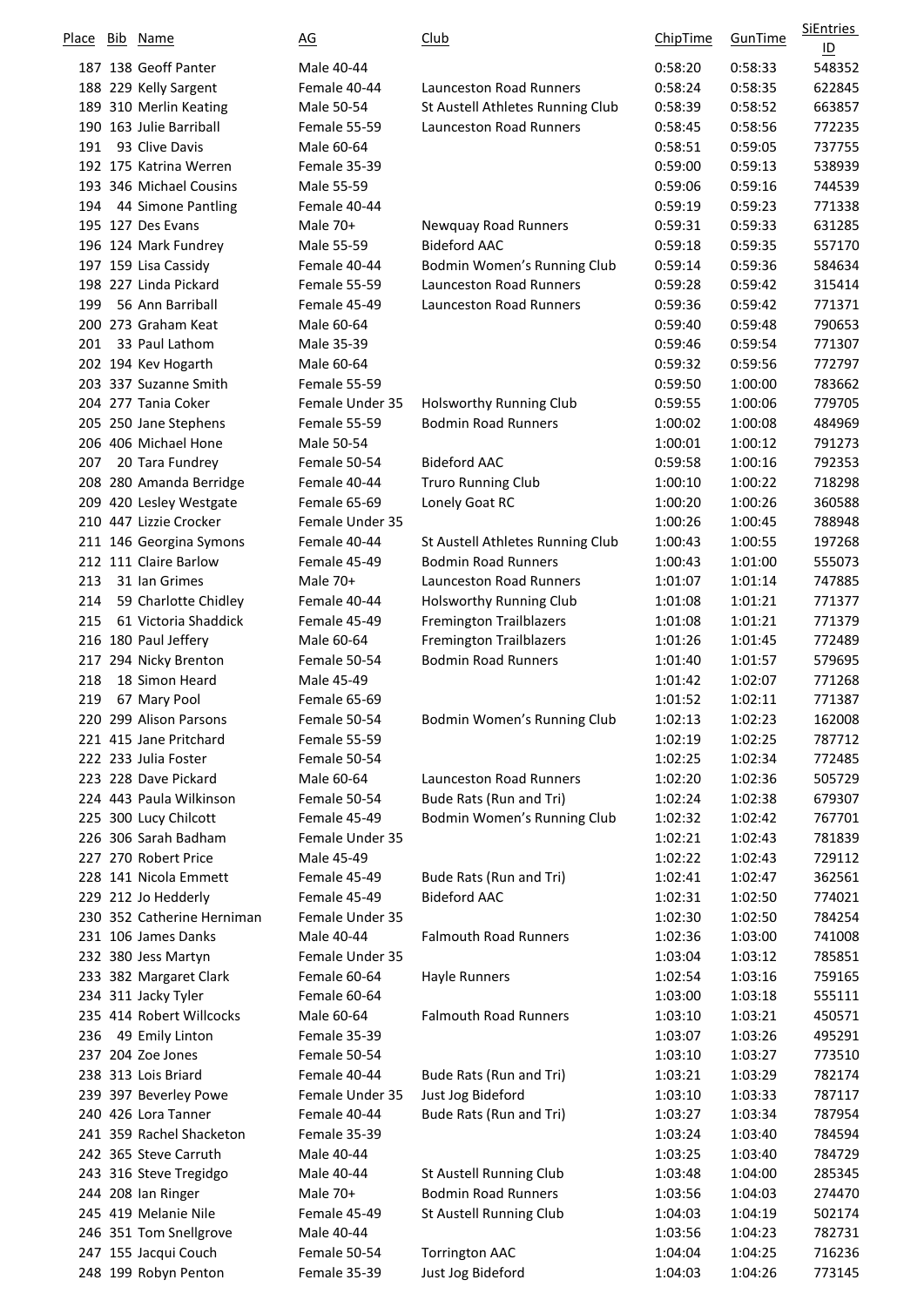| Place | Bib | Name | AG | Club | ChipTime | GunTime | SiEntries ID |
|---|---|---|---|---|---|---|---|
| 187 | 138 | Geoff Panter | Male 40-44 | | 0:58:20 | 0:58:33 | 548352 |
| 188 | 229 | Kelly Sargent | Female 40-44 | Launceston Road Runners | 0:58:24 | 0:58:35 | 622845 |
| 189 | 310 | Merlin Keating | Male 50-54 | St Austell Athletes Running Club | 0:58:39 | 0:58:52 | 663857 |
| 190 | 163 | Julie Barriball | Female 55-59 | Launceston Road Runners | 0:58:45 | 0:58:56 | 772235 |
| 191 | 93 | Clive Davis | Male 60-64 | | 0:58:51 | 0:59:05 | 737755 |
| 192 | 175 | Katrina Werren | Female 35-39 | | 0:59:00 | 0:59:13 | 538939 |
| 193 | 346 | Michael Cousins | Male 55-59 | | 0:59:06 | 0:59:16 | 744539 |
| 194 | 44 | Simone Pantling | Female 40-44 | | 0:59:19 | 0:59:23 | 771338 |
| 195 | 127 | Des Evans | Male 70+ | Newquay Road Runners | 0:59:31 | 0:59:33 | 631285 |
| 196 | 124 | Mark Fundrey | Male 55-59 | Bideford AAC | 0:59:18 | 0:59:35 | 557170 |
| 197 | 159 | Lisa Cassidy | Female 40-44 | Bodmin Women's Running Club | 0:59:14 | 0:59:36 | 584634 |
| 198 | 227 | Linda Pickard | Female 55-59 | Launceston Road Runners | 0:59:28 | 0:59:42 | 315414 |
| 199 | 56 | Ann Barriball | Female 45-49 | Launceston Road Runners | 0:59:36 | 0:59:42 | 771371 |
| 200 | 273 | Graham Keat | Male 60-64 | | 0:59:40 | 0:59:48 | 790653 |
| 201 | 33 | Paul Lathom | Male 35-39 | | 0:59:46 | 0:59:54 | 771307 |
| 202 | 194 | Kev Hogarth | Male 60-64 | | 0:59:32 | 0:59:56 | 772797 |
| 203 | 337 | Suzanne Smith | Female 55-59 | | 0:59:50 | 1:00:00 | 783662 |
| 204 | 277 | Tania Coker | Female Under 35 | Holsworthy Running Club | 0:59:55 | 1:00:06 | 779705 |
| 205 | 250 | Jane Stephens | Female 55-59 | Bodmin Road Runners | 1:00:02 | 1:00:08 | 484969 |
| 206 | 406 | Michael Hone | Male 50-54 | | 1:00:01 | 1:00:12 | 791273 |
| 207 | 20 | Tara Fundrey | Female 50-54 | Bideford AAC | 0:59:58 | 1:00:16 | 792353 |
| 208 | 280 | Amanda Berridge | Female 40-44 | Truro Running Club | 1:00:10 | 1:00:22 | 718298 |
| 209 | 420 | Lesley Westgate | Female 65-69 | Lonely Goat RC | 1:00:20 | 1:00:26 | 360588 |
| 210 | 447 | Lizzie Crocker | Female Under 35 | | 1:00:26 | 1:00:45 | 788948 |
| 211 | 146 | Georgina Symons | Female 40-44 | St Austell Athletes Running Club | 1:00:43 | 1:00:55 | 197268 |
| 212 | 111 | Claire Barlow | Female 45-49 | Bodmin Road Runners | 1:00:43 | 1:01:00 | 555073 |
| 213 | 31 | Ian Grimes | Male 70+ | Launceston Road Runners | 1:01:07 | 1:01:14 | 747885 |
| 214 | 59 | Charlotte Chidley | Female 40-44 | Holsworthy Running Club | 1:01:08 | 1:01:21 | 771377 |
| 215 | 61 | Victoria Shaddick | Female 45-49 | Fremington Trailblazers | 1:01:08 | 1:01:21 | 771379 |
| 216 | 180 | Paul Jeffery | Male 60-64 | Fremington Trailblazers | 1:01:26 | 1:01:45 | 772489 |
| 217 | 294 | Nicky Brenton | Female 50-54 | Bodmin Road Runners | 1:01:40 | 1:01:57 | 579695 |
| 218 | 18 | Simon Heard | Male 45-49 | | 1:01:42 | 1:02:07 | 771268 |
| 219 | 67 | Mary Pool | Female 65-69 | | 1:01:52 | 1:02:11 | 771387 |
| 220 | 299 | Alison Parsons | Female 50-54 | Bodmin Women's Running Club | 1:02:13 | 1:02:23 | 162008 |
| 221 | 415 | Jane Pritchard | Female 55-59 | | 1:02:19 | 1:02:25 | 787712 |
| 222 | 233 | Julia Foster | Female 50-54 | | 1:02:25 | 1:02:34 | 772485 |
| 223 | 228 | Dave Pickard | Male 60-64 | Launceston Road Runners | 1:02:20 | 1:02:36 | 505729 |
| 224 | 443 | Paula Wilkinson | Female 50-54 | Bude Rats (Run and Tri) | 1:02:24 | 1:02:38 | 679307 |
| 225 | 300 | Lucy Chilcott | Female 45-49 | Bodmin Women's Running Club | 1:02:32 | 1:02:42 | 767701 |
| 226 | 306 | Sarah Badham | Female Under 35 | | 1:02:21 | 1:02:43 | 781839 |
| 227 | 270 | Robert Price | Male 45-49 | | 1:02:22 | 1:02:43 | 729112 |
| 228 | 141 | Nicola Emmett | Female 45-49 | Bude Rats (Run and Tri) | 1:02:41 | 1:02:47 | 362561 |
| 229 | 212 | Jo Hedderly | Female 45-49 | Bideford AAC | 1:02:31 | 1:02:50 | 774021 |
| 230 | 352 | Catherine Herniman | Female Under 35 | | 1:02:30 | 1:02:50 | 784254 |
| 231 | 106 | James Danks | Male 40-44 | Falmouth Road Runners | 1:02:36 | 1:03:00 | 741008 |
| 232 | 380 | Jess Martyn | Female Under 35 | | 1:03:04 | 1:03:12 | 785851 |
| 233 | 382 | Margaret Clark | Female 60-64 | Hayle Runners | 1:02:54 | 1:03:16 | 759165 |
| 234 | 311 | Jacky Tyler | Female 60-64 | | 1:03:00 | 1:03:18 | 555111 |
| 235 | 414 | Robert Willcocks | Male 60-64 | Falmouth Road Runners | 1:03:10 | 1:03:21 | 450571 |
| 236 | 49 | Emily Linton | Female 35-39 | | 1:03:07 | 1:03:26 | 495291 |
| 237 | 204 | Zoe Jones | Female 50-54 | | 1:03:10 | 1:03:27 | 773510 |
| 238 | 313 | Lois Briard | Female 40-44 | Bude Rats (Run and Tri) | 1:03:21 | 1:03:29 | 782174 |
| 239 | 397 | Beverley Powe | Female Under 35 | Just Jog Bideford | 1:03:10 | 1:03:33 | 787117 |
| 240 | 426 | Lora Tanner | Female 40-44 | Bude Rats (Run and Tri) | 1:03:27 | 1:03:34 | 787954 |
| 241 | 359 | Rachel Shacketon | Female 35-39 | | 1:03:24 | 1:03:40 | 784594 |
| 242 | 365 | Steve Carruth | Male 40-44 | | 1:03:25 | 1:03:40 | 784729 |
| 243 | 316 | Steve Tregidgo | Male 40-44 | St Austell Running Club | 1:03:48 | 1:04:00 | 285345 |
| 244 | 208 | Ian Ringer | Male 70+ | Bodmin Road Runners | 1:03:56 | 1:04:03 | 274470 |
| 245 | 419 | Melanie Nile | Female 45-49 | St Austell Running Club | 1:04:03 | 1:04:19 | 502174 |
| 246 | 351 | Tom Snellgrove | Male 40-44 | | 1:03:56 | 1:04:23 | 782731 |
| 247 | 155 | Jacqui Couch | Female 50-54 | Torrington AAC | 1:04:04 | 1:04:25 | 716236 |
| 248 | 199 | Robyn Penton | Female 35-39 | Just Jog Bideford | 1:04:03 | 1:04:26 | 773145 |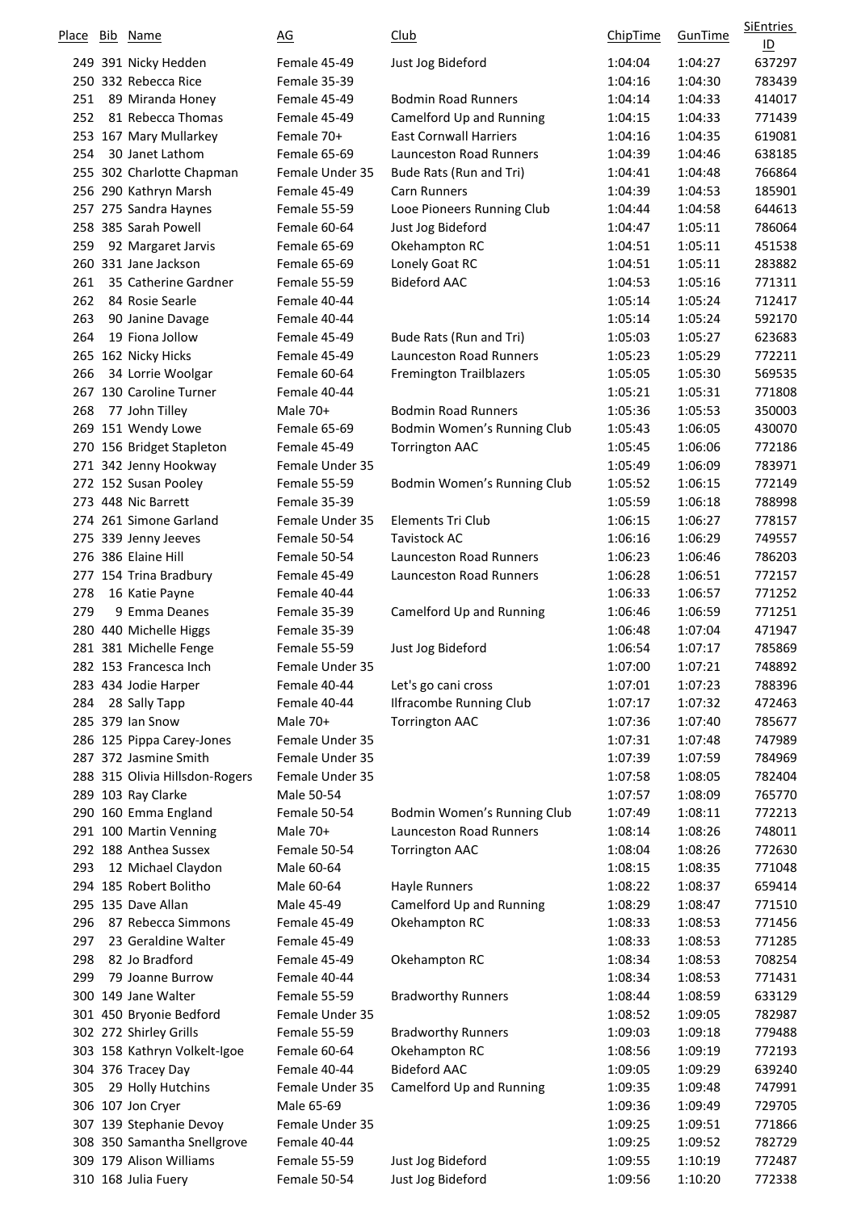| Place | Bib | Name | AG | Club | ChipTime | GunTime | SiEntries ID |
|---|---|---|---|---|---|---|---|
| 249 | 391 | Nicky Hedden | Female 45-49 | Just Jog Bideford | 1:04:04 | 1:04:27 | 637297 |
| 250 | 332 | Rebecca Rice | Female 35-39 | | 1:04:16 | 1:04:30 | 783439 |
| 251 | 89 | Miranda Honey | Female 45-49 | Bodmin Road Runners | 1:04:14 | 1:04:33 | 414017 |
| 252 | 81 | Rebecca Thomas | Female 45-49 | Camelford Up and Running | 1:04:15 | 1:04:33 | 771439 |
| 253 | 167 | Mary Mullarkey | Female 70+ | East Cornwall Harriers | 1:04:16 | 1:04:35 | 619081 |
| 254 | 30 | Janet Lathom | Female 65-69 | Launceston Road Runners | 1:04:39 | 1:04:46 | 638185 |
| 255 | 302 | Charlotte Chapman | Female Under 35 | Bude Rats (Run and Tri) | 1:04:41 | 1:04:48 | 766864 |
| 256 | 290 | Kathryn Marsh | Female 45-49 | Carn Runners | 1:04:39 | 1:04:53 | 185901 |
| 257 | 275 | Sandra Haynes | Female 55-59 | Looe Pioneers Running Club | 1:04:44 | 1:04:58 | 644613 |
| 258 | 385 | Sarah Powell | Female 60-64 | Just Jog Bideford | 1:04:47 | 1:05:11 | 786064 |
| 259 | 92 | Margaret Jarvis | Female 65-69 | Okehampton RC | 1:04:51 | 1:05:11 | 451538 |
| 260 | 331 | Jane Jackson | Female 65-69 | Lonely Goat RC | 1:04:51 | 1:05:11 | 283882 |
| 261 | 35 | Catherine Gardner | Female 55-59 | Bideford AAC | 1:04:53 | 1:05:16 | 771311 |
| 262 | 84 | Rosie Searle | Female 40-44 | | 1:05:14 | 1:05:24 | 712417 |
| 263 | 90 | Janine Davage | Female 40-44 | | 1:05:14 | 1:05:24 | 592170 |
| 264 | 19 | Fiona Jollow | Female 45-49 | Bude Rats (Run and Tri) | 1:05:03 | 1:05:27 | 623683 |
| 265 | 162 | Nicky Hicks | Female 45-49 | Launceston Road Runners | 1:05:23 | 1:05:29 | 772211 |
| 266 | 34 | Lorrie Woolgar | Female 60-64 | Fremington Trailblazers | 1:05:05 | 1:05:30 | 569535 |
| 267 | 130 | Caroline Turner | Female 40-44 | | 1:05:21 | 1:05:31 | 771808 |
| 268 | 77 | John Tilley | Male 70+ | Bodmin Road Runners | 1:05:36 | 1:05:53 | 350003 |
| 269 | 151 | Wendy Lowe | Female 65-69 | Bodmin Women's Running Club | 1:05:43 | 1:06:05 | 430070 |
| 270 | 156 | Bridget Stapleton | Female 45-49 | Torrington AAC | 1:05:45 | 1:06:06 | 772186 |
| 271 | 342 | Jenny Hookway | Female Under 35 | | 1:05:49 | 1:06:09 | 783971 |
| 272 | 152 | Susan Pooley | Female 55-59 | Bodmin Women's Running Club | 1:05:52 | 1:06:15 | 772149 |
| 273 | 448 | Nic Barrett | Female 35-39 | | 1:05:59 | 1:06:18 | 788998 |
| 274 | 261 | Simone Garland | Female Under 35 | Elements Tri Club | 1:06:15 | 1:06:27 | 778157 |
| 275 | 339 | Jenny Jeeves | Female 50-54 | Tavistock AC | 1:06:16 | 1:06:29 | 749557 |
| 276 | 386 | Elaine Hill | Female 50-54 | Launceston Road Runners | 1:06:23 | 1:06:46 | 786203 |
| 277 | 154 | Trina Bradbury | Female 45-49 | Launceston Road Runners | 1:06:28 | 1:06:51 | 772157 |
| 278 | 16 | Katie Payne | Female 40-44 | | 1:06:33 | 1:06:57 | 771252 |
| 279 | 9 | Emma Deanes | Female 35-39 | Camelford Up and Running | 1:06:46 | 1:06:59 | 771251 |
| 280 | 440 | Michelle Higgs | Female 35-39 | | 1:06:48 | 1:07:04 | 471947 |
| 281 | 381 | Michelle Fenge | Female 55-59 | Just Jog Bideford | 1:06:54 | 1:07:17 | 785869 |
| 282 | 153 | Francesca Inch | Female Under 35 | | 1:07:00 | 1:07:21 | 748892 |
| 283 | 434 | Jodie Harper | Female 40-44 | Let's go cani cross | 1:07:01 | 1:07:23 | 788396 |
| 284 | 28 | Sally Tapp | Female 40-44 | Ilfracombe Running Club | 1:07:17 | 1:07:32 | 472463 |
| 285 | 379 | Ian Snow | Male 70+ | Torrington AAC | 1:07:36 | 1:07:40 | 785677 |
| 286 | 125 | Pippa Carey-Jones | Female Under 35 | | 1:07:31 | 1:07:48 | 747989 |
| 287 | 372 | Jasmine Smith | Female Under 35 | | 1:07:39 | 1:07:59 | 784969 |
| 288 | 315 | Olivia Hillsdon-Rogers | Female Under 35 | | 1:07:58 | 1:08:05 | 782404 |
| 289 | 103 | Ray Clarke | Male 50-54 | | 1:07:57 | 1:08:09 | 765770 |
| 290 | 160 | Emma England | Female 50-54 | Bodmin Women's Running Club | 1:07:49 | 1:08:11 | 772213 |
| 291 | 100 | Martin Venning | Male 70+ | Launceston Road Runners | 1:08:14 | 1:08:26 | 748011 |
| 292 | 188 | Anthea Sussex | Female 50-54 | Torrington AAC | 1:08:04 | 1:08:26 | 772630 |
| 293 | 12 | Michael Claydon | Male 60-64 | | 1:08:15 | 1:08:35 | 771048 |
| 294 | 185 | Robert Bolitho | Male 60-64 | Hayle Runners | 1:08:22 | 1:08:37 | 659414 |
| 295 | 135 | Dave Allan | Male 45-49 | Camelford Up and Running | 1:08:29 | 1:08:47 | 771510 |
| 296 | 87 | Rebecca Simmons | Female 45-49 | Okehampton RC | 1:08:33 | 1:08:53 | 771456 |
| 297 | 23 | Geraldine Walter | Female 45-49 | | 1:08:33 | 1:08:53 | 771285 |
| 298 | 82 | Jo Bradford | Female 45-49 | Okehampton RC | 1:08:34 | 1:08:53 | 708254 |
| 299 | 79 | Joanne Burrow | Female 40-44 | | 1:08:34 | 1:08:53 | 771431 |
| 300 | 149 | Jane Walter | Female 55-59 | Bradworthy Runners | 1:08:44 | 1:08:59 | 633129 |
| 301 | 450 | Bryonie Bedford | Female Under 35 | | 1:08:52 | 1:09:05 | 782987 |
| 302 | 272 | Shirley Grills | Female 55-59 | Bradworthy Runners | 1:09:03 | 1:09:18 | 779488 |
| 303 | 158 | Kathryn Volkelt-Igoe | Female 60-64 | Okehampton RC | 1:08:56 | 1:09:19 | 772193 |
| 304 | 376 | Tracey Day | Female 40-44 | Bideford AAC | 1:09:05 | 1:09:29 | 639240 |
| 305 | 29 | Holly Hutchins | Female Under 35 | Camelford Up and Running | 1:09:35 | 1:09:48 | 747991 |
| 306 | 107 | Jon Cryer | Male 65-69 | | 1:09:36 | 1:09:49 | 729705 |
| 307 | 139 | Stephanie Devoy | Female Under 35 | | 1:09:25 | 1:09:51 | 771866 |
| 308 | 350 | Samantha Snellgrove | Female 40-44 | | 1:09:25 | 1:09:52 | 782729 |
| 309 | 179 | Alison Williams | Female 55-59 | Just Jog Bideford | 1:09:55 | 1:10:19 | 772487 |
| 310 | 168 | Julia Fuery | Female 50-54 | Just Jog Bideford | 1:09:56 | 1:10:20 | 772338 |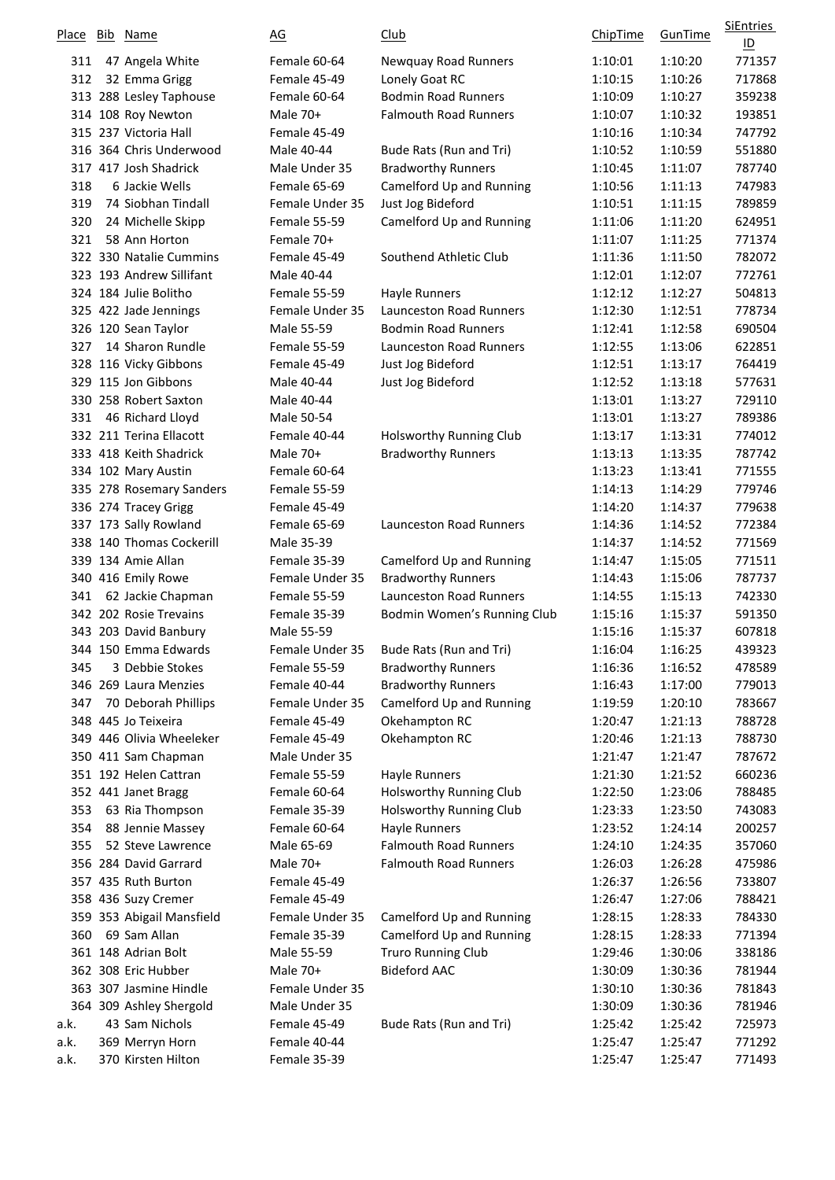| Place | Bib | Name | AG | Club | ChipTime | GunTime | SiEntries ID |
|---|---|---|---|---|---|---|---|
| 311 | 47 | Angela White | Female 60-64 | Newquay Road Runners | 1:10:01 | 1:10:20 | 771357 |
| 312 | 32 | Emma Grigg | Female 45-49 | Lonely Goat RC | 1:10:15 | 1:10:26 | 717868 |
| 313 | 288 | Lesley Taphouse | Female 60-64 | Bodmin Road Runners | 1:10:09 | 1:10:27 | 359238 |
| 314 | 108 | Roy Newton | Male 70+ | Falmouth Road Runners | 1:10:07 | 1:10:32 | 193851 |
| 315 | 237 | Victoria Hall | Female 45-49 | | 1:10:16 | 1:10:34 | 747792 |
| 316 | 364 | Chris Underwood | Male 40-44 | Bude Rats (Run and Tri) | 1:10:52 | 1:10:59 | 551880 |
| 317 | 417 | Josh Shadrick | Male Under 35 | Bradworthy Runners | 1:10:45 | 1:11:07 | 787740 |
| 318 | 6 | Jackie Wells | Female 65-69 | Camelford Up and Running | 1:10:56 | 1:11:13 | 747983 |
| 319 | 74 | Siobhan Tindall | Female Under 35 | Just Jog Bideford | 1:10:51 | 1:11:15 | 789859 |
| 320 | 24 | Michelle Skipp | Female 55-59 | Camelford Up and Running | 1:11:06 | 1:11:20 | 624951 |
| 321 | 58 | Ann Horton | Female 70+ | | 1:11:07 | 1:11:25 | 771374 |
| 322 | 330 | Natalie Cummins | Female 45-49 | Southend Athletic Club | 1:11:36 | 1:11:50 | 782072 |
| 323 | 193 | Andrew Sillifant | Male 40-44 | | 1:12:01 | 1:12:07 | 772761 |
| 324 | 184 | Julie Bolitho | Female 55-59 | Hayle Runners | 1:12:12 | 1:12:27 | 504813 |
| 325 | 422 | Jade Jennings | Female Under 35 | Launceston Road Runners | 1:12:30 | 1:12:51 | 778734 |
| 326 | 120 | Sean Taylor | Male 55-59 | Bodmin Road Runners | 1:12:41 | 1:12:58 | 690504 |
| 327 | 14 | Sharon Rundle | Female 55-59 | Launceston Road Runners | 1:12:55 | 1:13:06 | 622851 |
| 328 | 116 | Vicky Gibbons | Female 45-49 | Just Jog Bideford | 1:12:51 | 1:13:17 | 764419 |
| 329 | 115 | Jon Gibbons | Male 40-44 | Just Jog Bideford | 1:12:52 | 1:13:18 | 577631 |
| 330 | 258 | Robert Saxton | Male 40-44 | | 1:13:01 | 1:13:27 | 729110 |
| 331 | 46 | Richard Lloyd | Male 50-54 | | 1:13:01 | 1:13:27 | 789386 |
| 332 | 211 | Terina Ellacott | Female 40-44 | Holsworthy Running Club | 1:13:17 | 1:13:31 | 774012 |
| 333 | 418 | Keith Shadrick | Male 70+ | Bradworthy Runners | 1:13:13 | 1:13:35 | 787742 |
| 334 | 102 | Mary Austin | Female 60-64 | | 1:13:23 | 1:13:41 | 771555 |
| 335 | 278 | Rosemary Sanders | Female 55-59 | | 1:14:13 | 1:14:29 | 779746 |
| 336 | 274 | Tracey Grigg | Female 45-49 | | 1:14:20 | 1:14:37 | 779638 |
| 337 | 173 | Sally Rowland | Female 65-69 | Launceston Road Runners | 1:14:36 | 1:14:52 | 772384 |
| 338 | 140 | Thomas Cockerill | Male 35-39 | | 1:14:37 | 1:14:52 | 771569 |
| 339 | 134 | Amie Allan | Female 35-39 | Camelford Up and Running | 1:14:47 | 1:15:05 | 771511 |
| 340 | 416 | Emily Rowe | Female Under 35 | Bradworthy Runners | 1:14:43 | 1:15:06 | 787737 |
| 341 | 62 | Jackie Chapman | Female 55-59 | Launceston Road Runners | 1:14:55 | 1:15:13 | 742330 |
| 342 | 202 | Rosie Trevains | Female 35-39 | Bodmin Women's Running Club | 1:15:16 | 1:15:37 | 591350 |
| 343 | 203 | David Banbury | Male 55-59 | | 1:15:16 | 1:15:37 | 607818 |
| 344 | 150 | Emma Edwards | Female Under 35 | Bude Rats (Run and Tri) | 1:16:04 | 1:16:25 | 439323 |
| 345 | 3 | Debbie Stokes | Female 55-59 | Bradworthy Runners | 1:16:36 | 1:16:52 | 478589 |
| 346 | 269 | Laura Menzies | Female 40-44 | Bradworthy Runners | 1:16:43 | 1:17:00 | 779013 |
| 347 | 70 | Deborah Phillips | Female Under 35 | Camelford Up and Running | 1:19:59 | 1:20:10 | 783667 |
| 348 | 445 | Jo Teixeira | Female 45-49 | Okehampton RC | 1:20:47 | 1:21:13 | 788728 |
| 349 | 446 | Olivia Wheeleker | Female 45-49 | Okehampton RC | 1:20:46 | 1:21:13 | 788730 |
| 350 | 411 | Sam Chapman | Male Under 35 | | 1:21:47 | 1:21:47 | 787672 |
| 351 | 192 | Helen Cattran | Female 55-59 | Hayle Runners | 1:21:30 | 1:21:52 | 660236 |
| 352 | 441 | Janet Bragg | Female 60-64 | Holsworthy Running Club | 1:22:50 | 1:23:06 | 788485 |
| 353 | 63 | Ria Thompson | Female 35-39 | Holsworthy Running Club | 1:23:33 | 1:23:50 | 743083 |
| 354 | 88 | Jennie Massey | Female 60-64 | Hayle Runners | 1:23:52 | 1:24:14 | 200257 |
| 355 | 52 | Steve Lawrence | Male 65-69 | Falmouth Road Runners | 1:24:10 | 1:24:35 | 357060 |
| 356 | 284 | David Garrard | Male 70+ | Falmouth Road Runners | 1:26:03 | 1:26:28 | 475986 |
| 357 | 435 | Ruth Burton | Female 45-49 | | 1:26:37 | 1:26:56 | 733807 |
| 358 | 436 | Suzy Cremer | Female 45-49 | | 1:26:47 | 1:27:06 | 788421 |
| 359 | 353 | Abigail Mansfield | Female Under 35 | Camelford Up and Running | 1:28:15 | 1:28:33 | 784330 |
| 360 | 69 | Sam Allan | Female 35-39 | Camelford Up and Running | 1:28:15 | 1:28:33 | 771394 |
| 361 | 148 | Adrian Bolt | Male 55-59 | Truro Running Club | 1:29:46 | 1:30:06 | 338186 |
| 362 | 308 | Eric Hubber | Male 70+ | Bideford AAC | 1:30:09 | 1:30:36 | 781944 |
| 363 | 307 | Jasmine Hindle | Female Under 35 | | 1:30:10 | 1:30:36 | 781843 |
| 364 | 309 | Ashley Shergold | Male Under 35 | | 1:30:09 | 1:30:36 | 781946 |
| a.k. | 43 | Sam Nichols | Female 45-49 | Bude Rats (Run and Tri) | 1:25:42 | 1:25:42 | 725973 |
| a.k. | 369 | Merryn Horn | Female 40-44 | | 1:25:47 | 1:25:47 | 771292 |
| a.k. | 370 | Kirsten Hilton | Female 35-39 | | 1:25:47 | 1:25:47 | 771493 |